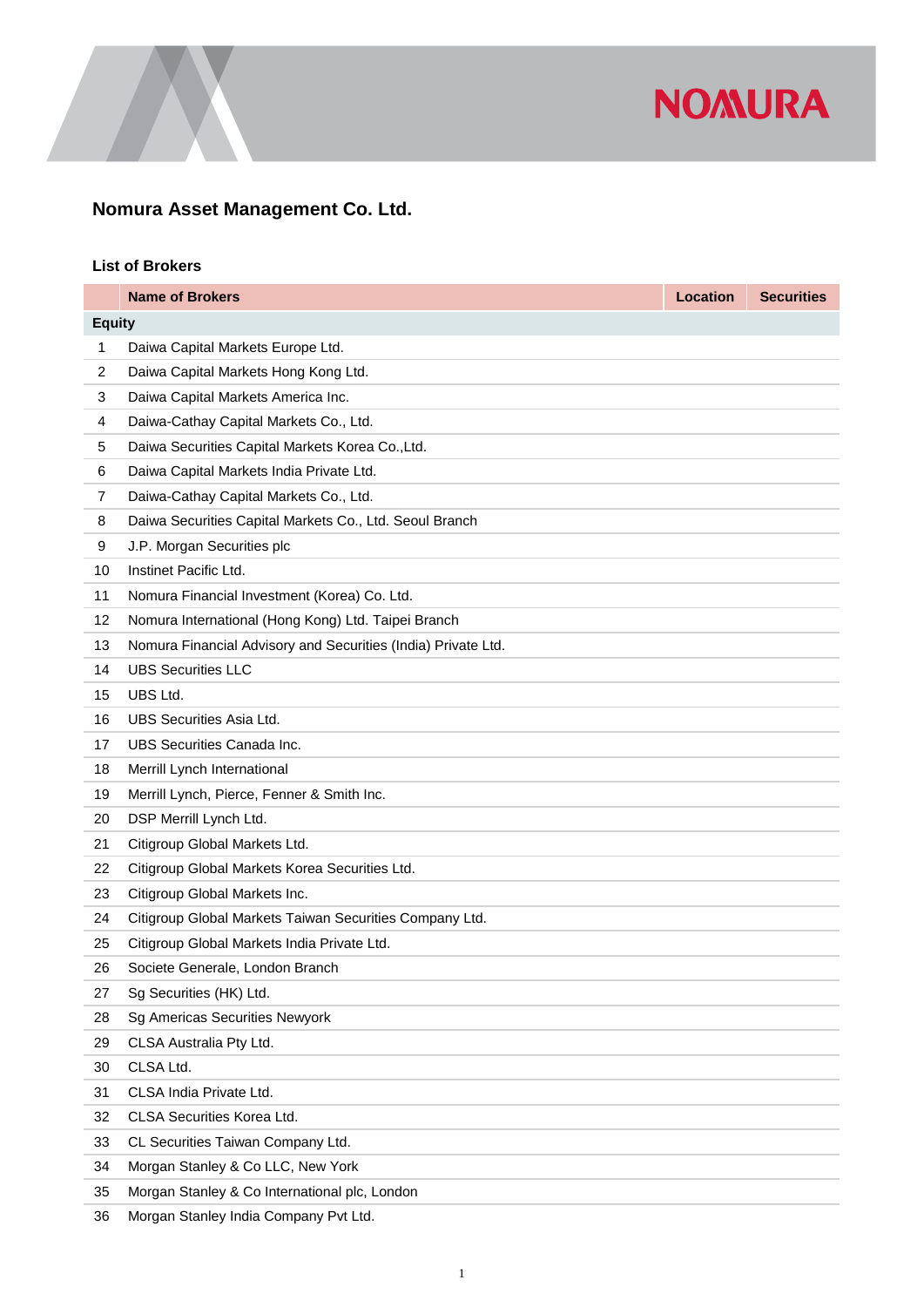# Nomura Asset Management Co. Ltd.

### List of Brokers

| | Name of Brokers | Location | Securities |
|---|---|---|---|
| **Equity** | | | |
| 1 | Daiwa Capital Markets Europe Ltd. | | |
| 2 | Daiwa Capital Markets Hong Kong Ltd. | | |
| 3 | Daiwa Capital Markets America Inc. | | |
| 4 | Daiwa-Cathay Capital Markets Co., Ltd. | | |
| 5 | Daiwa Securities Capital Markets Korea Co.,Ltd. | | |
| 6 | Daiwa Capital Markets India Private Ltd. | | |
| 7 | Daiwa-Cathay Capital Markets Co., Ltd. | | |
| 8 | Daiwa Securities Capital Markets Co., Ltd. Seoul Branch | | |
| 9 | J.P. Morgan Securities plc | | |
| 10 | Instinet Pacific Ltd. | | |
| 11 | Nomura Financial Investment (Korea) Co. Ltd. | | |
| 12 | Nomura International (Hong Kong) Ltd. Taipei Branch | | |
| 13 | Nomura Financial Advisory and Securities (India) Private Ltd. | | |
| 14 | UBS Securities LLC | | |
| 15 | UBS Ltd. | | |
| 16 | UBS Securities Asia Ltd. | | |
| 17 | UBS Securities Canada Inc. | | |
| 18 | Merrill Lynch International | | |
| 19 | Merrill Lynch, Pierce, Fenner & Smith Inc. | | |
| 20 | DSP Merrill Lynch Ltd. | | |
| 21 | Citigroup Global Markets Ltd. | | |
| 22 | Citigroup Global Markets Korea Securities Ltd. | | |
| 23 | Citigroup Global Markets Inc. | | |
| 24 | Citigroup Global Markets Taiwan Securities Company Ltd. | | |
| 25 | Citigroup Global Markets India Private Ltd. | | |
| 26 | Societe Generale, London Branch | | |
| 27 | Sg Securities (HK) Ltd. | | |
| 28 | Sg Americas Securities Newyork | | |
| 29 | CLSA Australia Pty Ltd. | | |
| 30 | CLSA Ltd. | | |
| 31 | CLSA India Private Ltd. | | |
| 32 | CLSA Securities Korea Ltd. | | |
| 33 | CL Securities Taiwan Company Ltd. | | |
| 34 | Morgan Stanley & Co LLC, New York | | |
| 35 | Morgan Stanley & Co International plc, London | | |
| 36 | Morgan Stanley India Company Pvt Ltd. | | |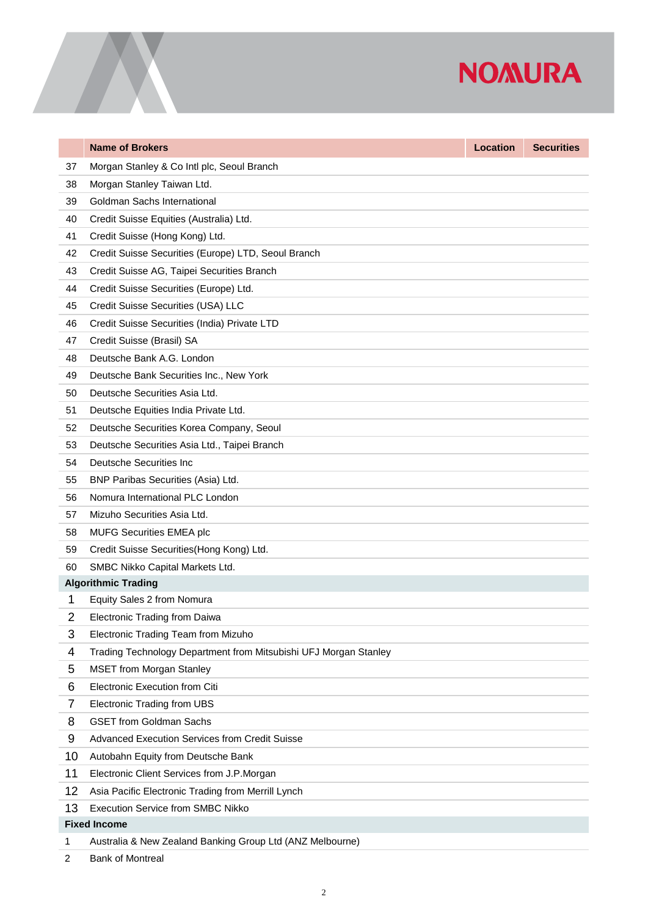| | Name of Brokers | Location | Securities |
|---|---|---|---|
| 37 | Morgan Stanley & Co Intl plc, Seoul Branch | | |
| 38 | Morgan Stanley Taiwan Ltd. | | |
| 39 | Goldman Sachs International | | |
| 40 | Credit Suisse Equities (Australia) Ltd. | | |
| 41 | Credit Suisse (Hong Kong) Ltd. | | |
| 42 | Credit Suisse Securities (Europe) LTD, Seoul Branch | | |
| 43 | Credit Suisse AG, Taipei Securities Branch | | |
| 44 | Credit Suisse Securities (Europe) Ltd. | | |
| 45 | Credit Suisse Securities (USA) LLC | | |
| 46 | Credit Suisse Securities (India) Private LTD | | |
| 47 | Credit Suisse (Brasil) SA | | |
| 48 | Deutsche Bank A.G. London | | |
| 49 | Deutsche Bank Securities Inc., New York | | |
| 50 | Deutsche Securities Asia Ltd. | | |
| 51 | Deutsche Equities India Private Ltd. | | |
| 52 | Deutsche Securities Korea Company, Seoul | | |
| 53 | Deutsche Securities Asia Ltd., Taipei Branch | | |
| 54 | Deutsche Securities Inc | | |
| 55 | BNP Paribas Securities (Asia) Ltd. | | |
| 56 | Nomura International PLC London | | |
| 57 | Mizuho Securities Asia Ltd. | | |
| 58 | MUFG Securities EMEA plc | | |
| 59 | Credit Suisse Securities(Hong Kong) Ltd. | | |
| 60 | SMBC Nikko Capital Markets Ltd. | | |
| **Algorithmic Trading** | | | |
| 1 | Equity Sales 2 from Nomura | | |
| 2 | Electronic Trading from Daiwa | | |
| 3 | Electronic Trading Team from Mizuho | | |
| 4 | Trading Technology Department from Mitsubishi UFJ Morgan Stanley | | |
| 5 | MSET from Morgan Stanley | | |
| 6 | Electronic Execution from Citi | | |
| 7 | Electronic Trading from UBS | | |
| 8 | GSET from Goldman Sachs | | |
| 9 | Advanced Execution Services from Credit Suisse | | |
| 10 | Autobahn Equity from Deutsche Bank | | |
| 11 | Electronic Client Services from J.P.Morgan | | |
| 12 | Asia Pacific Electronic Trading from Merrill Lynch | | |
| 13 | Execution Service from SMBC Nikko | | |
| **Fixed Income** | | | |
| 1 | Australia & New Zealand Banking Group Ltd (ANZ Melbourne) | | |
| 2 | Bank of Montreal | | |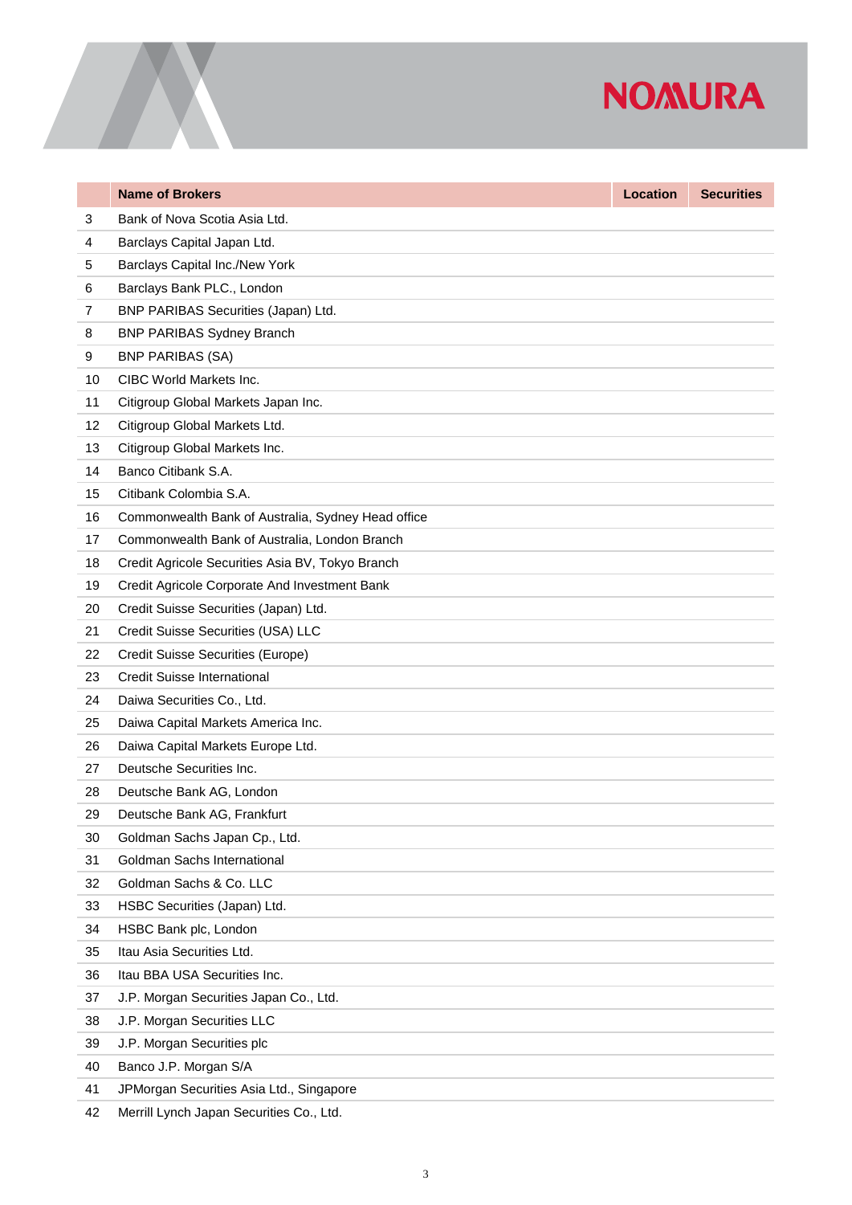|  | Name of Brokers | Location | Securities |
|---|---|---|---|
| 3 | Bank of Nova Scotia Asia Ltd. | | |
| 4 | Barclays Capital Japan Ltd. | | |
| 5 | Barclays Capital Inc./New York | | |
| 6 | Barclays Bank PLC., London | | |
| 7 | BNP PARIBAS Securities (Japan) Ltd. | | |
| 8 | BNP PARIBAS Sydney Branch | | |
| 9 | BNP PARIBAS (SA) | | |
| 10 | CIBC World Markets Inc. | | |
| 11 | Citigroup Global Markets Japan Inc. | | |
| 12 | Citigroup Global Markets Ltd. | | |
| 13 | Citigroup Global Markets Inc. | | |
| 14 | Banco Citibank S.A. | | |
| 15 | Citibank Colombia S.A. | | |
| 16 | Commonwealth Bank of Australia, Sydney Head office | | |
| 17 | Commonwealth Bank of Australia, London Branch | | |
| 18 | Credit Agricole Securities Asia BV, Tokyo Branch | | |
| 19 | Credit Agricole Corporate And Investment Bank | | |
| 20 | Credit Suisse Securities (Japan) Ltd. | | |
| 21 | Credit Suisse Securities (USA) LLC | | |
| 22 | Credit Suisse Securities (Europe) | | |
| 23 | Credit Suisse International | | |
| 24 | Daiwa Securities Co., Ltd. | | |
| 25 | Daiwa Capital Markets America Inc. | | |
| 26 | Daiwa Capital Markets Europe Ltd. | | |
| 27 | Deutsche Securities Inc. | | |
| 28 | Deutsche Bank AG, London | | |
| 29 | Deutsche Bank AG, Frankfurt | | |
| 30 | Goldman Sachs Japan Cp., Ltd. | | |
| 31 | Goldman Sachs International | | |
| 32 | Goldman Sachs & Co. LLC | | |
| 33 | HSBC Securities (Japan) Ltd. | | |
| 34 | HSBC Bank plc, London | | |
| 35 | Itau Asia Securities Ltd. | | |
| 36 | Itau BBA USA Securities Inc. | | |
| 37 | J.P. Morgan Securities Japan Co., Ltd. | | |
| 38 | J.P. Morgan Securities LLC | | |
| 39 | J.P. Morgan Securities plc | | |
| 40 | Banco J.P. Morgan S/A | | |
| 41 | JPMorgan Securities Asia Ltd., Singapore | | |
| 42 | Merrill Lynch Japan Securities Co., Ltd. | | |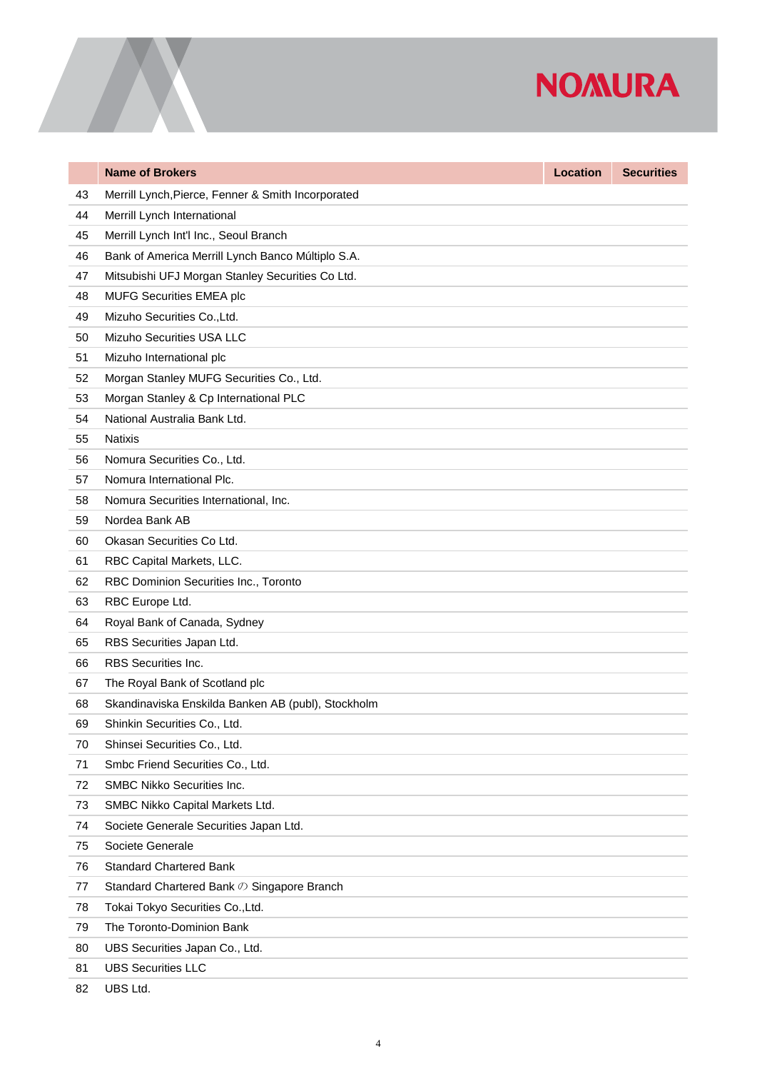| | Name of Brokers | Location | Securities |
|---|---|---|---|
| 43 | Merrill Lynch,Pierce, Fenner & Smith Incorporated | | |
| 44 | Merrill Lynch International | | |
| 45 | Merrill Lynch Int'l Inc., Seoul Branch | | |
| 46 | Bank of America Merrill Lynch Banco Múltiplo S.A. | | |
| 47 | Mitsubishi UFJ Morgan Stanley Securities Co Ltd. | | |
| 48 | MUFG Securities EMEA plc | | |
| 49 | Mizuho Securities Co.,Ltd. | | |
| 50 | Mizuho Securities USA LLC | | |
| 51 | Mizuho International plc | | |
| 52 | Morgan Stanley MUFG Securities Co., Ltd. | | |
| 53 | Morgan Stanley & Cp International PLC | | |
| 54 | National Australia Bank Ltd. | | |
| 55 | Natixis | | |
| 56 | Nomura Securities Co., Ltd. | | |
| 57 | Nomura International Plc. | | |
| 58 | Nomura Securities International, Inc. | | |
| 59 | Nordea Bank AB | | |
| 60 | Okasan Securities Co Ltd. | | |
| 61 | RBC Capital Markets, LLC. | | |
| 62 | RBC Dominion Securities Inc., Toronto | | |
| 63 | RBC Europe Ltd. | | |
| 64 | Royal Bank of Canada, Sydney | | |
| 65 | RBS Securities Japan Ltd. | | |
| 66 | RBS Securities Inc. | | |
| 67 | The Royal Bank of Scotland plc | | |
| 68 | Skandinaviska Enskilda Banken AB (publ), Stockholm | | |
| 69 | Shinkin Securities Co., Ltd. | | |
| 70 | Shinsei Securities Co., Ltd. | | |
| 71 | Smbc Friend Securities Co., Ltd. | | |
| 72 | SMBC Nikko Securities Inc. | | |
| 73 | SMBC Nikko Capital Markets Ltd. | | |
| 74 | Societe Generale Securities Japan Ltd. | | |
| 75 | Societe Generale | | |
| 76 | Standard Chartered Bank | | |
| 77 | Standard Chartered Bank の Singapore Branch | | |
| 78 | Tokai Tokyo Securities Co.,Ltd. | | |
| 79 | The Toronto-Dominion Bank | | |
| 80 | UBS Securities Japan Co., Ltd. | | |
| 81 | UBS Securities LLC | | |
| 82 | UBS Ltd. | | |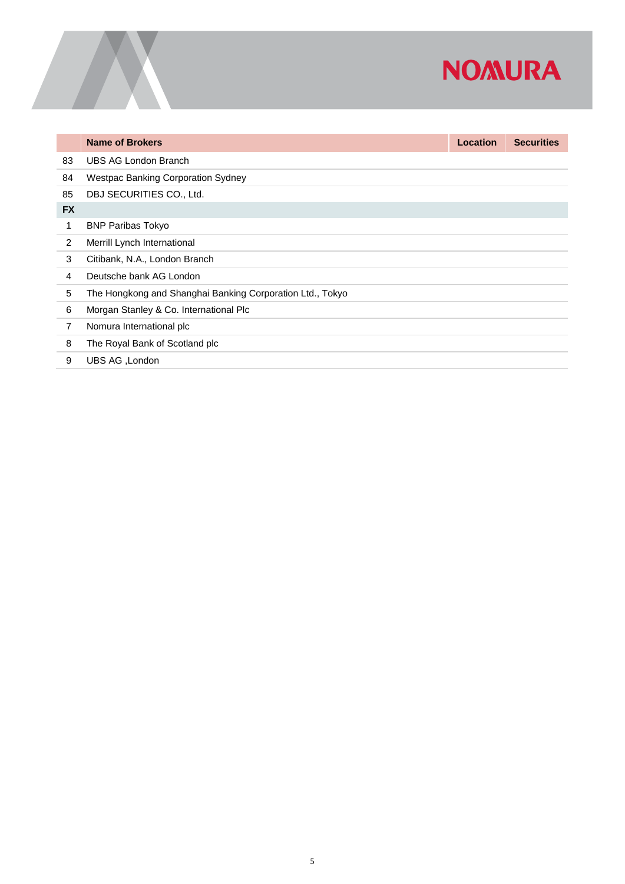| | Name of Brokers | Location | Securities |
|---|---|---|---|
| 83 | UBS AG London Branch | | |
| 84 | Westpac Banking Corporation Sydney | | |
| 85 | DBJ SECURITIES CO., Ltd. | | |
| **FX** | | | |
| 1 | BNP Paribas Tokyo | | |
| 2 | Merrill Lynch International | | |
| 3 | Citibank, N.A., London Branch | | |
| 4 | Deutsche bank AG London | | |
| 5 | The Hongkong and Shanghai Banking Corporation Ltd., Tokyo | | |
| 6 | Morgan Stanley & Co. International Plc | | |
| 7 | Nomura International plc | | |
| 8 | The Royal Bank of Scotland plc | | |
| 9 | UBS AG ,London | | |